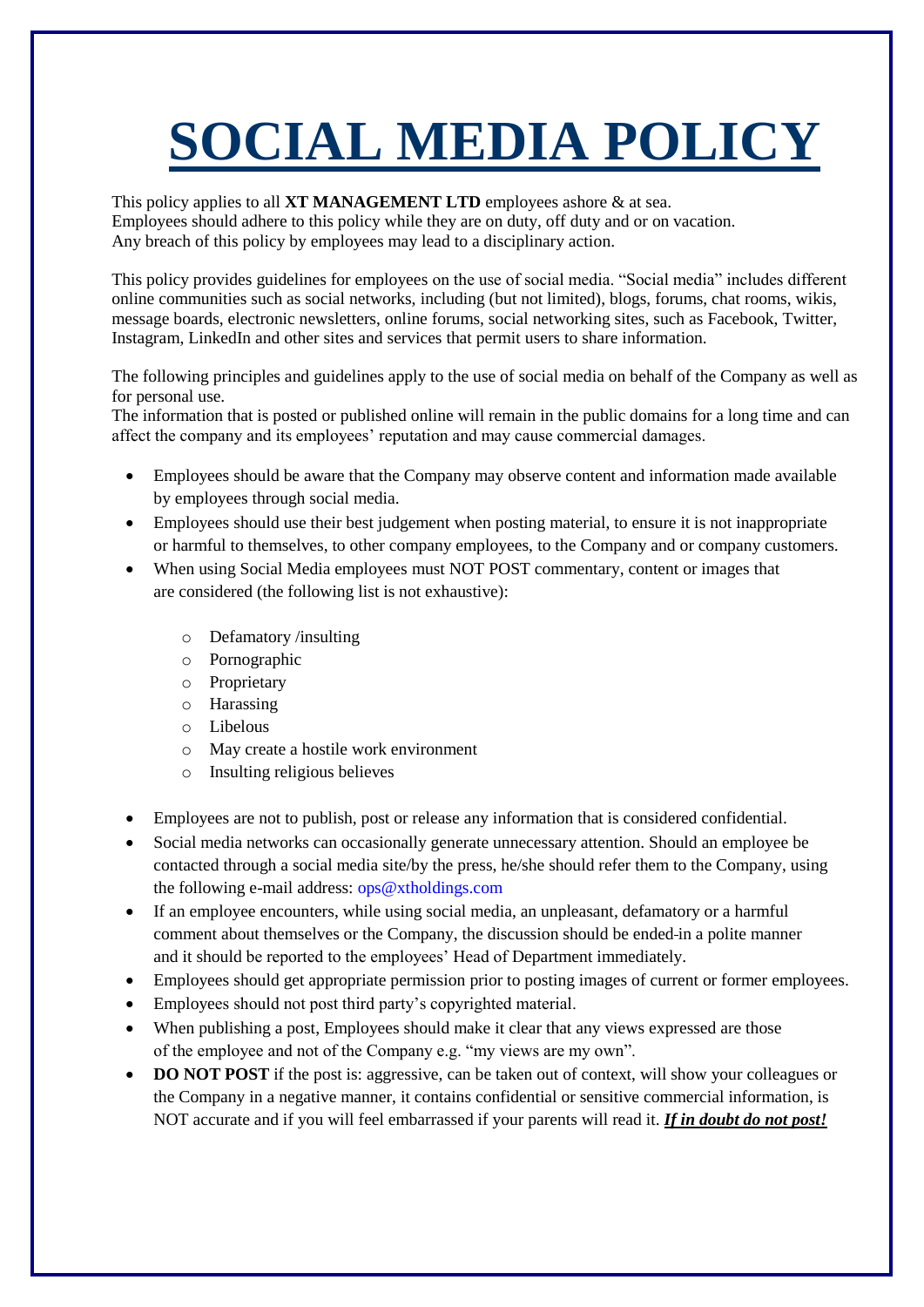# SOCIAL MEDIA POLICY

This policy applies to all **XT MANAGEMENT LTD** employees ashore & at sea.
Employees should adhere to this policy while they are on duty, off duty and or on vacation.
Any breach of this policy by employees may lead to a disciplinary action.

This policy provides guidelines for employees on the use of social media. "Social media" includes different online communities such as social networks, including (but not limited), blogs, forums, chat rooms, wikis, message boards, electronic newsletters, online forums, social networking sites, such as Facebook, Twitter, Instagram, LinkedIn and other sites and services that permit users to share information.

The following principles and guidelines apply to the use of social media on behalf of the Company as well as for personal use.
The information that is posted or published online will remain in the public domains for a long time and can affect the company and its employees' reputation and may cause commercial damages.

- Employees should be aware that the Company may observe content and information made available by employees through social media.
- Employees should use their best judgement when posting material, to ensure it is not inappropriate or harmful to themselves, to other company employees, to the Company and or company customers.
- When using Social Media employees must NOT POST commentary, content or images that are considered (the following list is not exhaustive):
  - Defamatory /insulting
  - Pornographic
  - Proprietary
  - Harassing
  - Libelous
  - May create a hostile work environment
  - Insulting religious believes
- Employees are not to publish, post or release any information that is considered confidential.
- Social media networks can occasionally generate unnecessary attention. Should an employee be contacted through a social media site/by the press, he/she should refer them to the Company, using the following e-mail address: ops@xtholdings.com
- If an employee encounters, while using social media, an unpleasant, defamatory or a harmful comment about themselves or the Company, the discussion should be ended in a polite manner and it should be reported to the employees' Head of Department immediately.
- Employees should get appropriate permission prior to posting images of current or former employees.
- Employees should not post third party's copyrighted material.
- When publishing a post, Employees should make it clear that any views expressed are those of the employee and not of the Company e.g. "my views are my own".
- **DO NOT POST** if the post is: aggressive, can be taken out of context, will show your colleagues or the Company in a negative manner, it contains confidential or sensitive commercial information, is NOT accurate and if you will feel embarrassed if your parents will read it. ***If in doubt do not post!***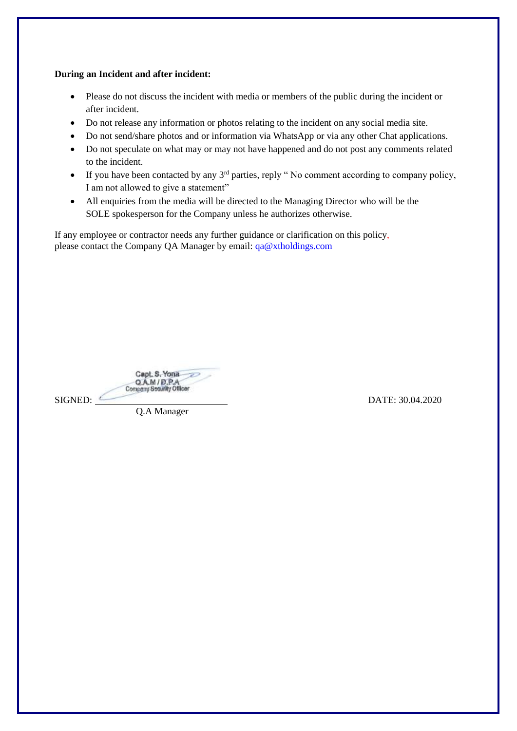**During an Incident and after incident:**

- Please do not discuss the incident with media or members of the public during the incident or after incident.
- Do not release any information or photos relating to the incident on any social media site.
- Do not send/share photos and or information via WhatsApp or via any other Chat applications.
- Do not speculate on what may or may not have happened and do not post any comments related to the incident.
- If you have been contacted by any 3rd parties, reply " No comment according to company policy, I am not allowed to give a statement"
- All enquiries from the media will be directed to the Managing Director who will be the SOLE spokesperson for the Company unless he authorizes otherwise.

If any employee or contractor needs any further guidance or clarification on this policy, please contact the Company QA Manager by email: qa@xtholdings.com

Capt. S. Yona
Q.A.M / D.P.A
Company Security Officer

SIGNED: ______________________ DATE: 30.04.2020

Q.A Manager